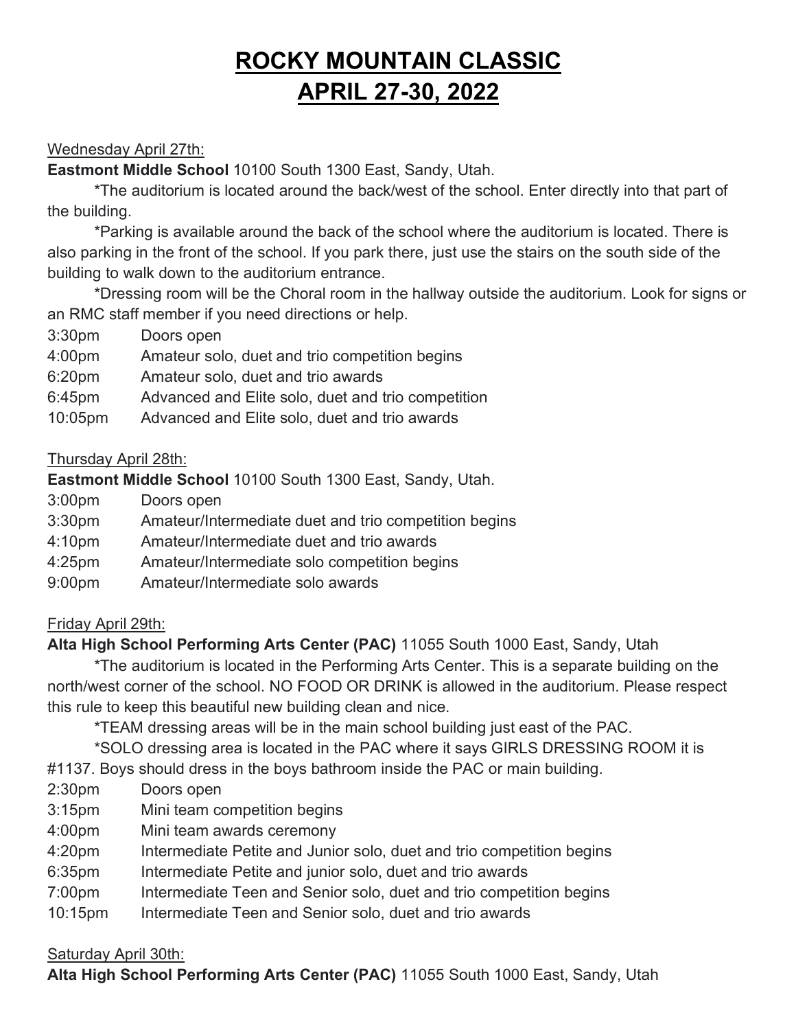# ROCKY MOUNTAIN CLASSIC
# APRIL 27-30, 2022

Wednesday April 27th:

**Eastmont Middle School** 10100 South 1300 East, Sandy, Utah.

*The auditorium is located around the back/west of the school. Enter directly into that part of the building.

*Parking is available around the back of the school where the auditorium is located. There is also parking in the front of the school. If you park there, just use the stairs on the south side of the building to walk down to the auditorium entrance.

*Dressing room will be the Choral room in the hallway outside the auditorium. Look for signs or an RMC staff member if you need directions or help.

3:30pm Doors open
4:00pm Amateur solo, duet and trio competition begins
6:20pm Amateur solo, duet and trio awards
6:45pm Advanced and Elite solo, duet and trio competition
10:05pm Advanced and Elite solo, duet and trio awards

Thursday April 28th:

**Eastmont Middle School** 10100 South 1300 East, Sandy, Utah.

3:00pm Doors open
3:30pm Amateur/Intermediate duet and trio competition begins
4:10pm Amateur/Intermediate duet and trio awards
4:25pm Amateur/Intermediate solo competition begins
9:00pm Amateur/Intermediate solo awards

Friday April 29th:

**Alta High School Performing Arts Center (PAC)** 11055 South 1000 East, Sandy, Utah

*The auditorium is located in the Performing Arts Center. This is a separate building on the north/west corner of the school. NO FOOD OR DRINK is allowed in the auditorium. Please respect this rule to keep this beautiful new building clean and nice.

*TEAM dressing areas will be in the main school building just east of the PAC.

*SOLO dressing area is located in the PAC where it says GIRLS DRESSING ROOM it is #1137. Boys should dress in the boys bathroom inside the PAC or main building.

2:30pm Doors open
3:15pm Mini team competition begins
4:00pm Mini team awards ceremony
4:20pm Intermediate Petite and Junior solo, duet and trio competition begins
6:35pm Intermediate Petite and junior solo, duet and trio awards
7:00pm Intermediate Teen and Senior solo, duet and trio competition begins
10:15pm Intermediate Teen and Senior solo, duet and trio awards

Saturday April 30th:

**Alta High School Performing Arts Center (PAC)** 11055 South 1000 East, Sandy, Utah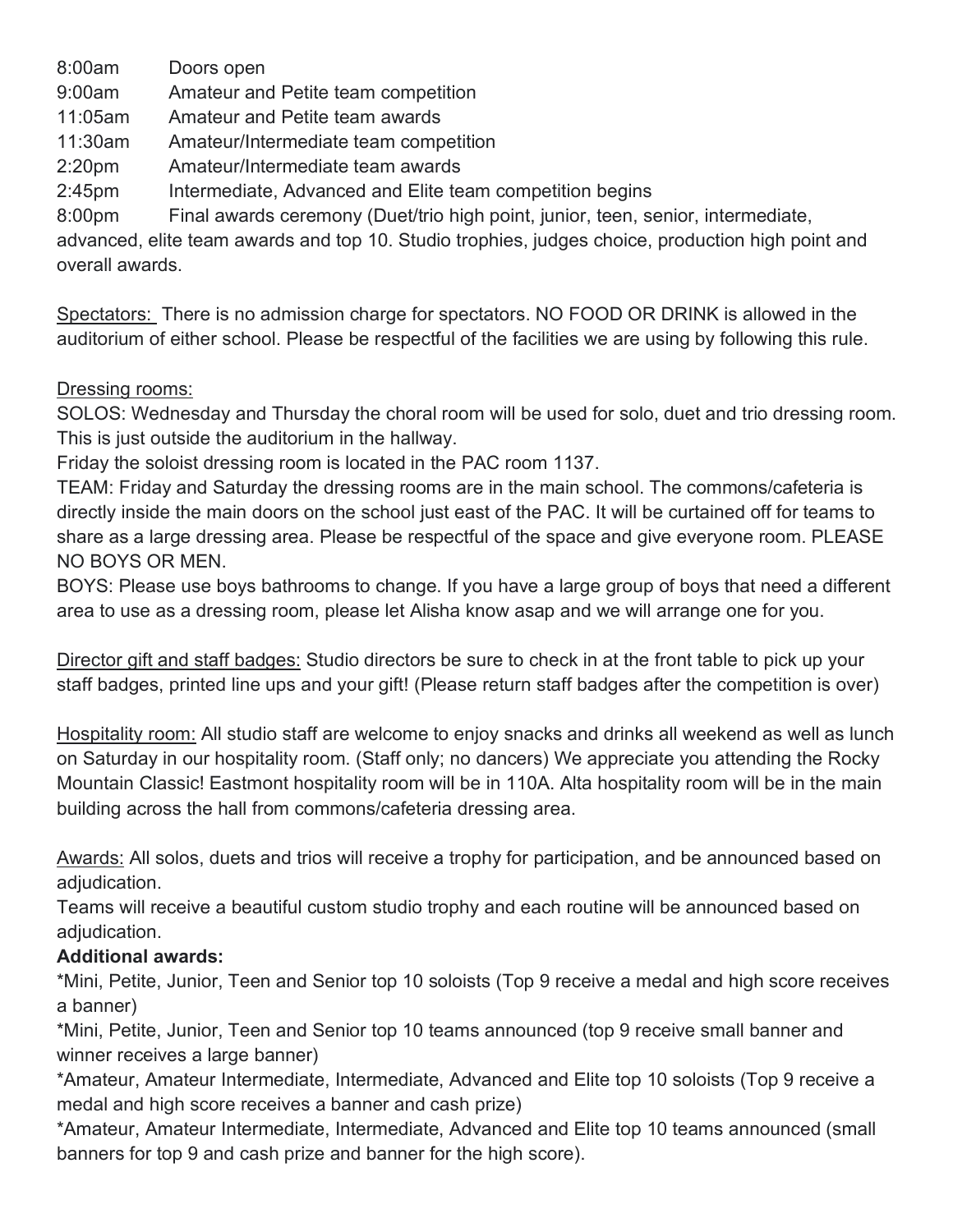8:00am Doors open
9:00am Amateur and Petite team competition
11:05am Amateur and Petite team awards
11:30am Amateur/Intermediate team competition
2:20pm Amateur/Intermediate team awards
2:45pm Intermediate, Advanced and Elite team competition begins
8:00pm Final awards ceremony (Duet/trio high point, junior, teen, senior, intermediate, advanced, elite team awards and top 10. Studio trophies, judges choice, production high point and overall awards.

Spectators: There is no admission charge for spectators. NO FOOD OR DRINK is allowed in the auditorium of either school. Please be respectful of the facilities we are using by following this rule.

Dressing rooms:
SOLOS: Wednesday and Thursday the choral room will be used for solo, duet and trio dressing room. This is just outside the auditorium in the hallway.
Friday the soloist dressing room is located in the PAC room 1137.
TEAM: Friday and Saturday the dressing rooms are in the main school. The commons/cafeteria is directly inside the main doors on the school just east of the PAC. It will be curtained off for teams to share as a large dressing area. Please be respectful of the space and give everyone room. PLEASE NO BOYS OR MEN.
BOYS: Please use boys bathrooms to change. If you have a large group of boys that need a different area to use as a dressing room, please let Alisha know asap and we will arrange one for you.

Director gift and staff badges: Studio directors be sure to check in at the front table to pick up your staff badges, printed line ups and your gift! (Please return staff badges after the competition is over)

Hospitality room: All studio staff are welcome to enjoy snacks and drinks all weekend as well as lunch on Saturday in our hospitality room. (Staff only; no dancers) We appreciate you attending the Rocky Mountain Classic! Eastmont hospitality room will be in 110A. Alta hospitality room will be in the main building across the hall from commons/cafeteria dressing area.

Awards: All solos, duets and trios will receive a trophy for participation, and be announced based on adjudication.
Teams will receive a beautiful custom studio trophy and each routine will be announced based on adjudication.

**Additional awards:**

*Mini, Petite, Junior, Teen and Senior top 10 soloists (Top 9 receive a medal and high score receives a banner)

*Mini, Petite, Junior, Teen and Senior top 10 teams announced (top 9 receive small banner and winner receives a large banner)

*Amateur, Amateur Intermediate, Intermediate, Advanced and Elite top 10 soloists (Top 9 receive a medal and high score receives a banner and cash prize)

*Amateur, Amateur Intermediate, Intermediate, Advanced and Elite top 10 teams announced (small banners for top 9 and cash prize and banner for the high score).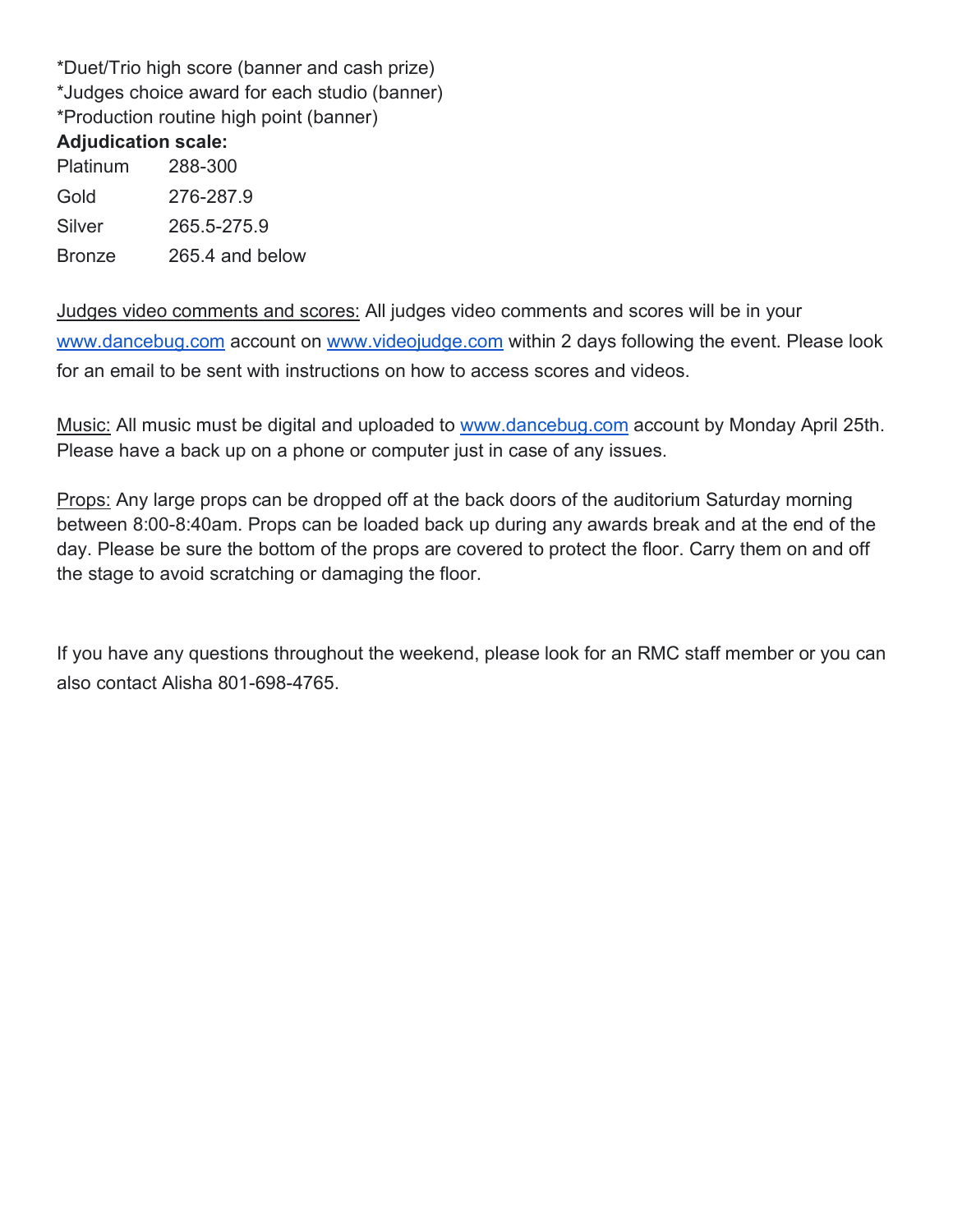*Duet/Trio high score (banner and cash prize)
*Judges choice award for each studio (banner)
*Production routine high point (banner)

**Adjudication scale:**

| | |
|---|---|
| Platinum | 288-300 |
| Gold | 276-287.9 |
| Silver | 265.5-275.9 |
| Bronze | 265.4 and below |

Judges video comments and scores: All judges video comments and scores will be in your www.dancebug.com account on www.videojudge.com within 2 days following the event. Please look for an email to be sent with instructions on how to access scores and videos.

Music: All music must be digital and uploaded to www.dancebug.com account by Monday April 25th. Please have a back up on a phone or computer just in case of any issues.

Props: Any large props can be dropped off at the back doors of the auditorium Saturday morning between 8:00-8:40am. Props can be loaded back up during any awards break and at the end of the day. Please be sure the bottom of the props are covered to protect the floor. Carry them on and off the stage to avoid scratching or damaging the floor.

If you have any questions throughout the weekend, please look for an RMC staff member or you can also contact Alisha 801-698-4765.